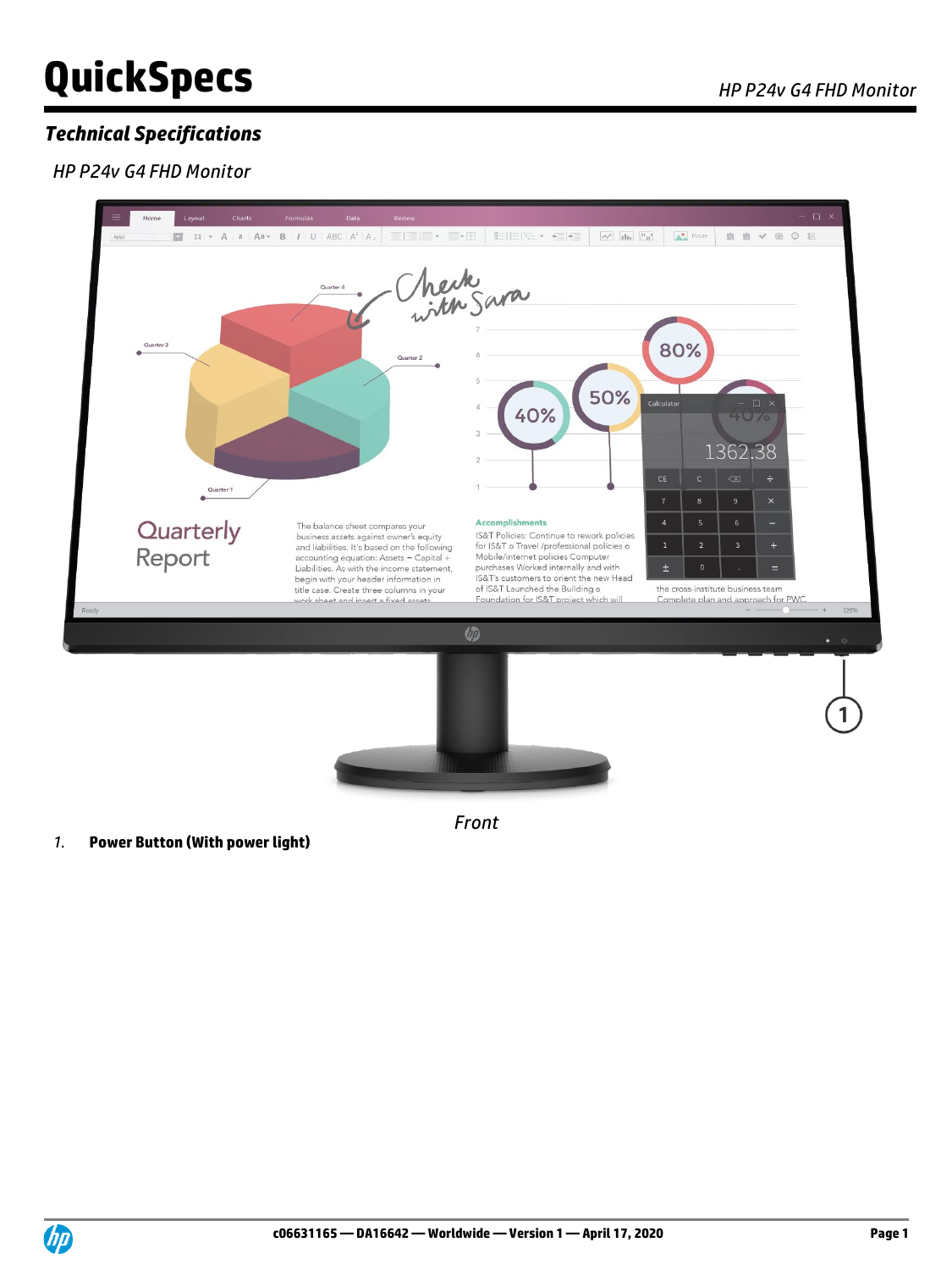# QuickSpecs

## Technical Specifications

### HP P24v G4 FHD Monitor

Front

1. **Power Button (With power light)**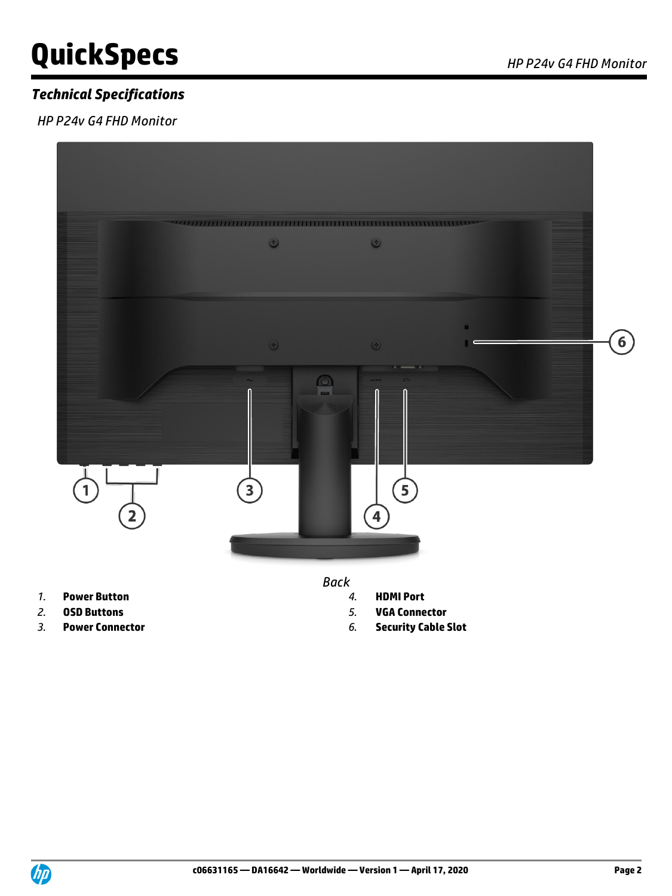## Technical Specifications

*HP P24v G4 FHD Monitor*

*Back*

1. **Power Button**
2. **OSD Buttons**
3. **Power Connector**
4. **HDMI Port**
5. **VGA Connector**
6. **Security Cable Slot**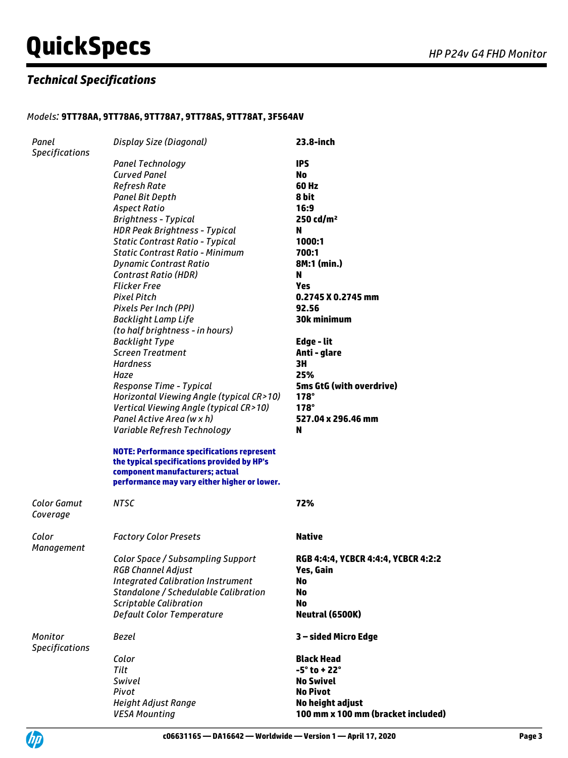## Technical Specifications

*Models:* **9TT78AA, 9TT78A6, 9TT78A7, 9TT78AS, 9TT78AT, 3F564AV**

| | | |
|---|---|---|
| *Panel Specifications* | *Display Size (Diagonal)* | **23.8-inch** |
| | *Panel Technology* | **IPS** |
| | *Curved Panel* | **No** |
| | *Refresh Rate* | **60 Hz** |
| | *Panel Bit Depth* | **8 bit** |
| | *Aspect Ratio* | **16:9** |
| | *Brightness - Typical* | **250 cd/m²** |
| | *HDR Peak Brightness - Typical* | **N** |
| | *Static Contrast Ratio - Typical* | **1000:1** |
| | *Static Contrast Ratio - Minimum* | **700:1** |
| | *Dynamic Contrast Ratio* | **8M:1 (min.)** |
| | *Contrast Ratio (HDR)* | **N** |
| | *Flicker Free* | **Yes** |
| | *Pixel Pitch* | **0.2745 X 0.2745 mm** |
| | *Pixels Per Inch (PPI)* | **92.56** |
| | *Backlight Lamp Life (to half brightness - in hours)* | **30k minimum** |
| | *Backlight Type* | **Edge - lit** |
| | *Screen Treatment* | **Anti - glare** |
| | *Hardness* | **3H** |
| | *Haze* | **25%** |
| | *Response Time - Typical* | **5ms GtG (with overdrive)** |
| | *Horizontal Viewing Angle (typical CR>10)* | **178°** |
| | *Vertical Viewing Angle (typical CR>10)* | **178°** |
| | *Panel Active Area (w x h)* | **527.04 x 296.46 mm** |
| | *Variable Refresh Technology* | **N** |
| | **NOTE: Performance specifications represent the typical specifications provided by HP's component manufacturers; actual performance may vary either higher or lower.** | |
| *Color Gamut Coverage* | *NTSC* | **72%** |
| *Color Management* | *Factory Color Presets* | **Native** |
| | *Color Space / Subsampling Support* | **RGB 4:4:4, YCBCR 4:4:4, YCBCR 4:2:2** |
| | *RGB Channel Adjust* | **Yes, Gain** |
| | *Integrated Calibration Instrument* | **No** |
| | *Standalone / Schedulable Calibration* | **No** |
| | *Scriptable Calibration* | **No** |
| | *Default Color Temperature* | **Neutral (6500K)** |
| *Monitor Specifications* | *Bezel* | **3 – sided Micro Edge** |
| | *Color* | **Black Head** |
| | *Tilt* | **-5° to + 22°** |
| | *Swivel* | **No Swivel** |
| | *Pivot* | **No Pivot** |
| | *Height Adjust Range* | **No height adjust** |
| | *VESA Mounting* | **100 mm x 100 mm (bracket included)** |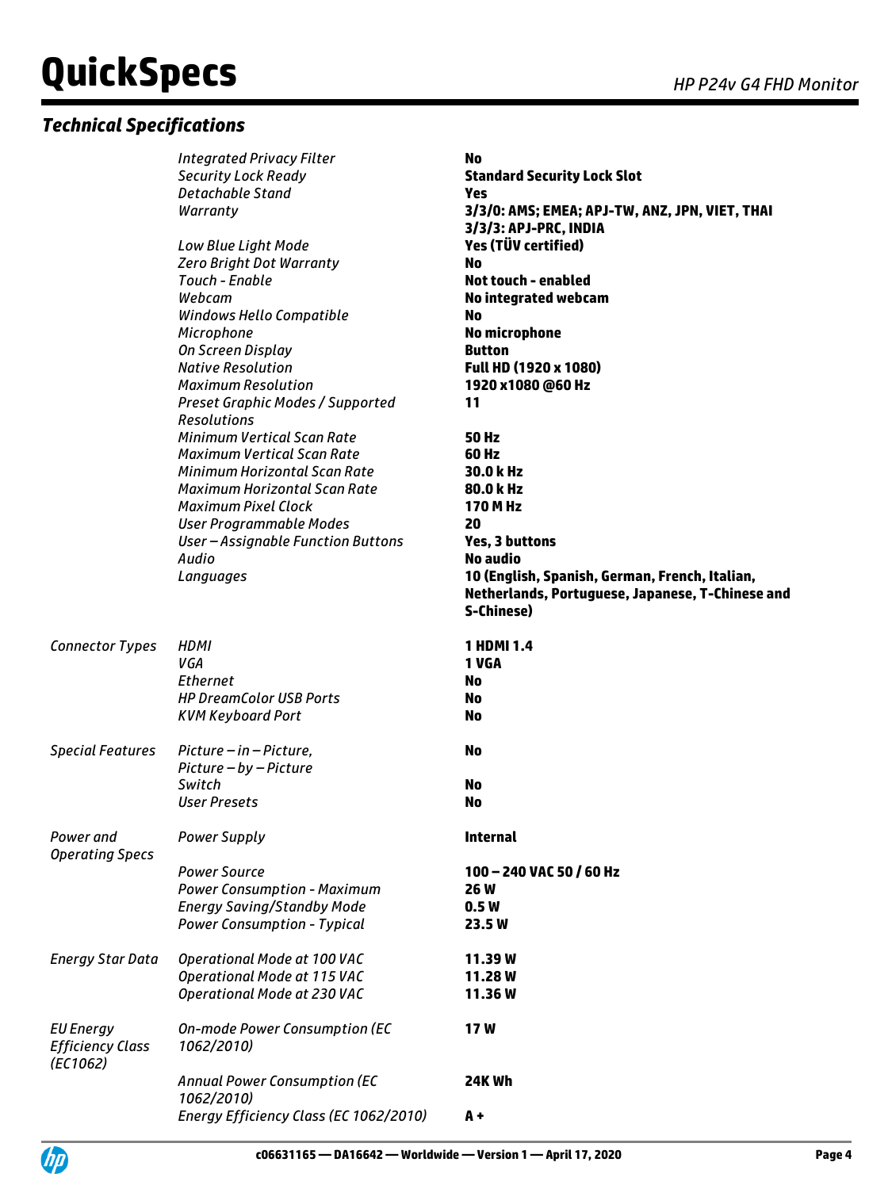## Technical Specifications

| | | |
|---|---|---|
| | *Integrated Privacy Filter* | **No** |
| | *Security Lock Ready* | **Standard Security Lock Slot** |
| | *Detachable Stand* | **Yes** |
| | *Warranty* | **3/3/0: AMS; EMEA; APJ-TW, ANZ, JPN, VIET, THAI**<br>**3/3/3: APJ-PRC, INDIA** |
| | *Low Blue Light Mode* | **Yes (TÜV certified)** |
| | *Zero Bright Dot Warranty* | **No** |
| | *Touch - Enable* | **Not touch - enabled** |
| | *Webcam* | **No integrated webcam** |
| | *Windows Hello Compatible* | **No** |
| | *Microphone* | **No microphone** |
| | *On Screen Display* | **Button** |
| | *Native Resolution* | **Full HD (1920 x 1080)** |
| | *Maximum Resolution* | **1920 x1080 @60 Hz** |
| | *Preset Graphic Modes / Supported Resolutions* | **11** |
| | *Minimum Vertical Scan Rate* | **50 Hz** |
| | *Maximum Vertical Scan Rate* | **60 Hz** |
| | *Minimum Horizontal Scan Rate* | **30.0 k Hz** |
| | *Maximum Horizontal Scan Rate* | **80.0 k Hz** |
| | *Maximum Pixel Clock* | **170 M Hz** |
| | *User Programmable Modes* | **20** |
| | *User – Assignable Function Buttons* | **Yes, 3 buttons** |
| | *Audio* | **No audio** |
| | *Languages* | **10 (English, Spanish, German, French, Italian, Netherlands, Portuguese, Japanese, T-Chinese and S-Chinese)** |
| *Connector Types* | *HDMI* | **1 HDMI 1.4** |
| | *VGA* | **1 VGA** |
| | *Ethernet* | **No** |
| | *HP DreamColor USB Ports* | **No** |
| | *KVM Keyboard Port* | **No** |
| *Special Features* | *Picture – in – Picture, Picture – by – Picture* | **No** |
| | *Switch* | **No** |
| | *User Presets* | **No** |
| *Power and Operating Specs* | *Power Supply* | **Internal** |
| | *Power Source* | **100 – 240 VAC 50 / 60 Hz** |
| | *Power Consumption - Maximum* | **26 W** |
| | *Energy Saving/Standby Mode* | **0.5 W** |
| | *Power Consumption - Typical* | **23.5 W** |
| *Energy Star Data* | *Operational Mode at 100 VAC* | **11.39 W** |
| | *Operational Mode at 115 VAC* | **11.28 W** |
| | *Operational Mode at 230 VAC* | **11.36 W** |
| *EU Energy Efficiency Class (EC1062)* | *On-mode Power Consumption (EC 1062/2010)* | **17 W** |
| | *Annual Power Consumption (EC 1062/2010)* | **24K Wh** |
| | *Energy Efficiency Class (EC 1062/2010)* | **A +** |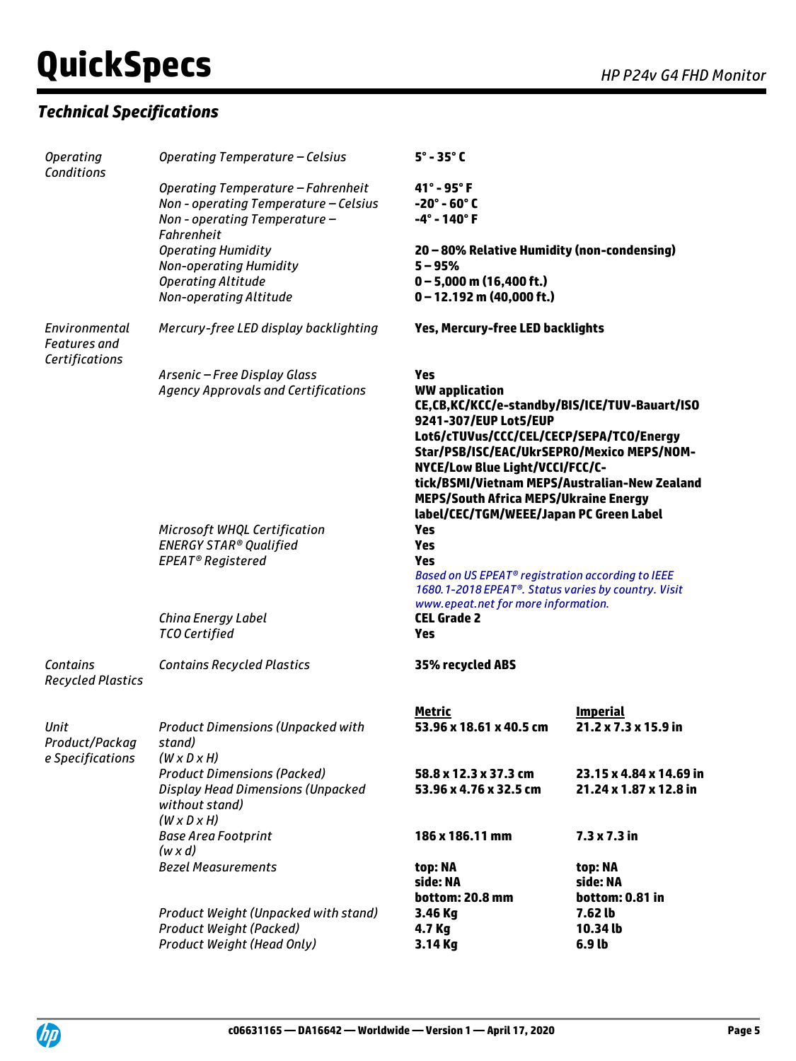## Technical Specifications

| | | | |
|---|---|---|---|
| *Operating Conditions* | *Operating Temperature – Celsius* | **5° - 35° C** | |
| | *Operating Temperature – Fahrenheit* | **41° - 95° F** | |
| | *Non - operating Temperature – Celsius* | **-20° - 60° C** | |
| | *Non - operating Temperature – Fahrenheit* | **-4° - 140° F** | |
| | *Operating Humidity* | **20 – 80% Relative Humidity (non-condensing)** | |
| | *Non-operating Humidity* | **5 – 95%** | |
| | *Operating Altitude* | **0 – 5,000 m (16,400 ft.)** | |
| | *Non-operating Altitude* | **0 – 12.192 m (40,000 ft.)** | |
| *Environmental Features and Certifications* | *Mercury-free LED display backlighting* | **Yes, Mercury-free LED backlights** | |
| | *Arsenic – Free Display Glass* | **Yes** | |
| | *Agency Approvals and Certifications* | **WW application CE,CB,KC/KCC/e-standby/BIS/ICE/TUV-Bauart/ISO 9241-307/EUP Lot5/EUP Lot6/cTUVus/CCC/CEL/CECP/SEPA/TCO/Energy Star/PSB/ISC/EAC/UkrSEPRO/Mexico MEPS/NOM-NYCE/Low Blue Light/VCCI/FCC/C-tick/BSMI/Vietnam MEPS/Australian-New Zealand MEPS/South Africa MEPS/Ukraine Energy label/CEC/TGM/WEEE/Japan PC Green Label** | |
| | *Microsoft WHQL Certification* | **Yes** | |
| | *ENERGY STAR® Qualified* | **Yes** | |
| | *EPEAT® Registered* | **Yes** *Based on US EPEAT® registration according to IEEE 1680.1-2018 EPEAT®. Status varies by country. Visit www.epeat.net for more information.* | |
| | *China Energy Label* | **CEL Grade 2** | |
| | *TCO Certified* | **Yes** | |
| *Contains Recycled Plastics* | *Contains Recycled Plastics* | **35% recycled ABS** | |
| | | **Metric** | **Imperial** |
| *Unit Product/Package Specifications* | *Product Dimensions (Unpacked with stand) (W x D x H)* | **53.96 x 18.61 x 40.5 cm** | **21.2 x 7.3 x 15.9 in** |
| | *Product Dimensions (Packed)* | **58.8 x 12.3 x 37.3 cm** | **23.15 x 4.84 x 14.69 in** |
| | *Display Head Dimensions (Unpacked without stand) (W x D x H)* | **53.96 x 4.76 x 32.5 cm** | **21.24 x 1.87 x 12.8 in** |
| | *Base Area Footprint (w x d)* | **186 x 186.11 mm** | **7.3 x 7.3 in** |
| | *Bezel Measurements* | **top: NA side: NA bottom: 20.8 mm** | **top: NA side: NA bottom: 0.81 in** |
| | *Product Weight (Unpacked with stand)* | **3.46 Kg** | **7.62 lb** |
| | *Product Weight (Packed)* | **4.7 Kg** | **10.34 lb** |
| | *Product Weight (Head Only)* | **3.14 Kg** | **6.9 lb** |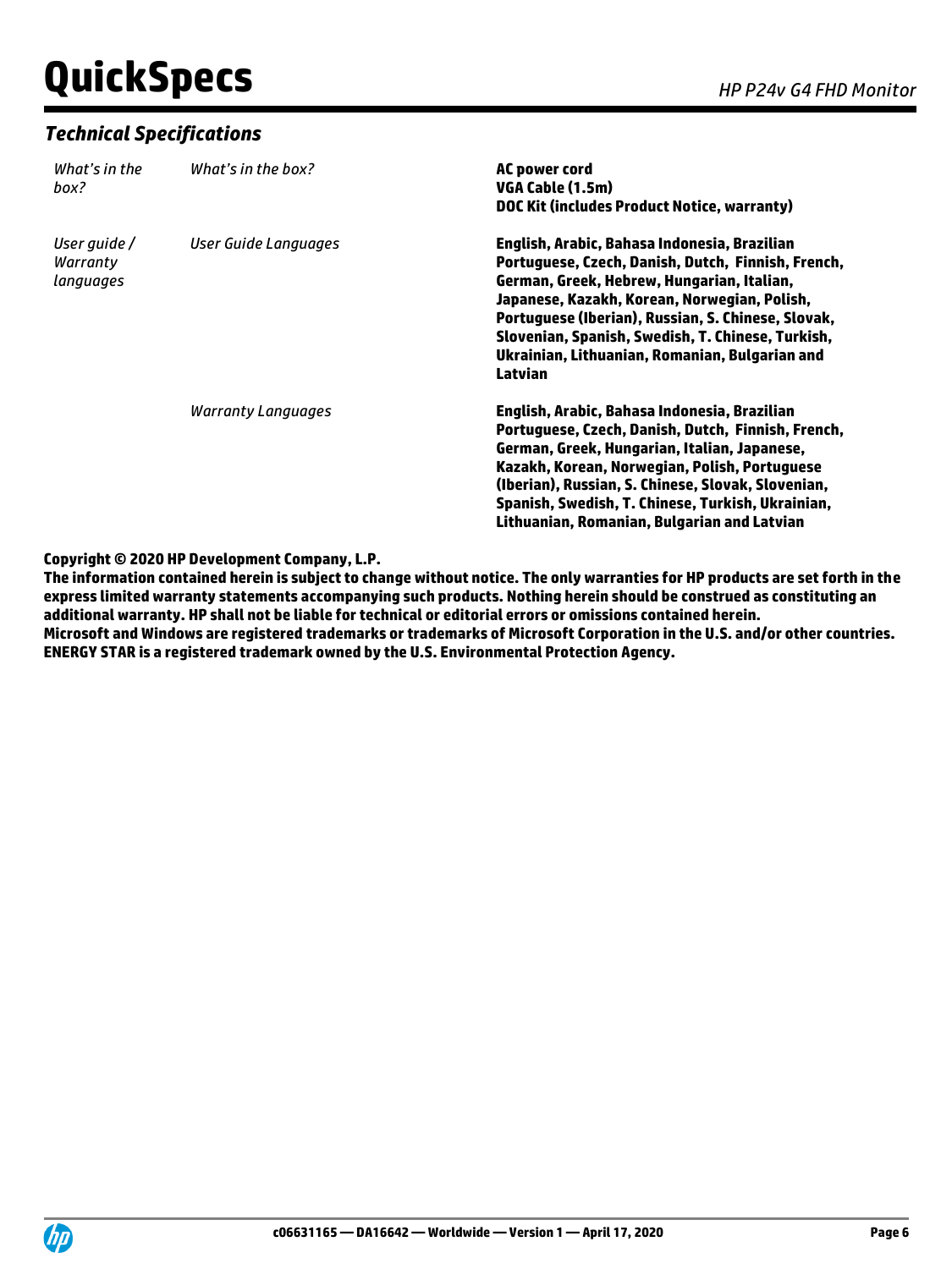## *Technical Specifications*

| | | |
|---|---|---|
| *What's in the box?* | *What's in the box?* | **AC power cord**<br>**VGA Cable (1.5m)**<br>**DOC Kit (includes Product Notice, warranty)** |
| *User guide / Warranty languages* | *User Guide Languages* | **English, Arabic, Bahasa Indonesia, Brazilian Portuguese, Czech, Danish, Dutch, Finnish, French, German, Greek, Hebrew, Hungarian, Italian, Japanese, Kazakh, Korean, Norwegian, Polish, Portuguese (Iberian), Russian, S. Chinese, Slovak, Slovenian, Spanish, Swedish, T. Chinese, Turkish, Ukrainian, Lithuanian, Romanian, Bulgarian and Latvian** |
| | *Warranty Languages* | **English, Arabic, Bahasa Indonesia, Brazilian Portuguese, Czech, Danish, Dutch, Finnish, French, German, Greek, Hungarian, Italian, Japanese, Kazakh, Korean, Norwegian, Polish, Portuguese (Iberian), Russian, S. Chinese, Slovak, Slovenian, Spanish, Swedish, T. Chinese, Turkish, Ukrainian, Lithuanian, Romanian, Bulgarian and Latvian** |

**Copyright © 2020 HP Development Company, L.P.**
**The information contained herein is subject to change without notice. The only warranties for HP products are set forth in the express limited warranty statements accompanying such products. Nothing herein should be construed as constituting an additional warranty. HP shall not be liable for technical or editorial errors or omissions contained herein.**
**Microsoft and Windows are registered trademarks or trademarks of Microsoft Corporation in the U.S. and/or other countries.**
**ENERGY STAR is a registered trademark owned by the U.S. Environmental Protection Agency.**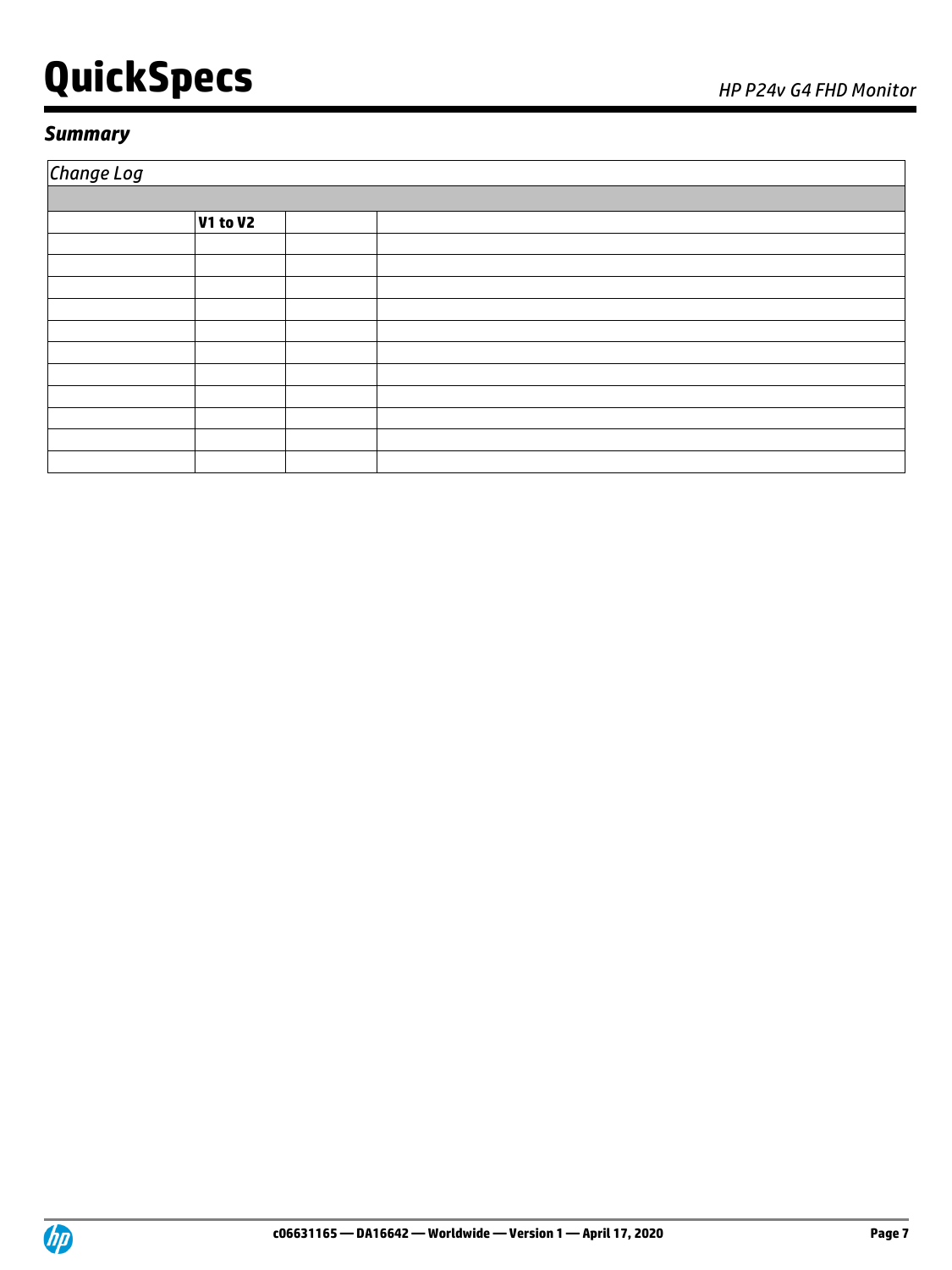## *Summary*

| *Change Log* | | | |
|---|---|---|---|
| | | | |
| | **V1 to V2** | | |
| | | | |
| | | | |
| | | | |
| | | | |
| | | | |
| | | | |
| | | | |
| | | | |
| | | | |
| | | | |
| | | | |